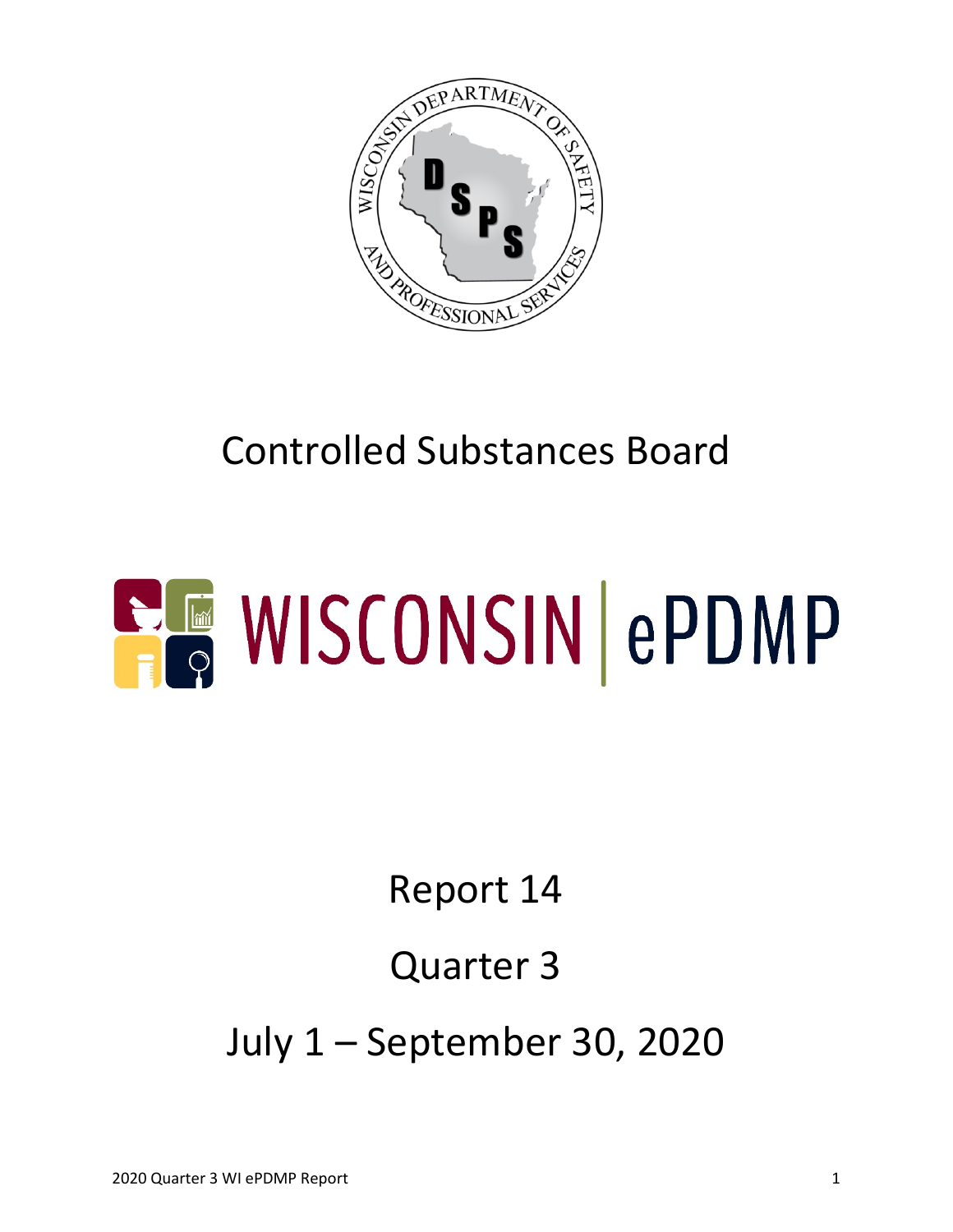# Controlled Substances Board

# WISCONSIN ePDMP

## Report 14

## Quarter 3

## July 1 – September 30, 2020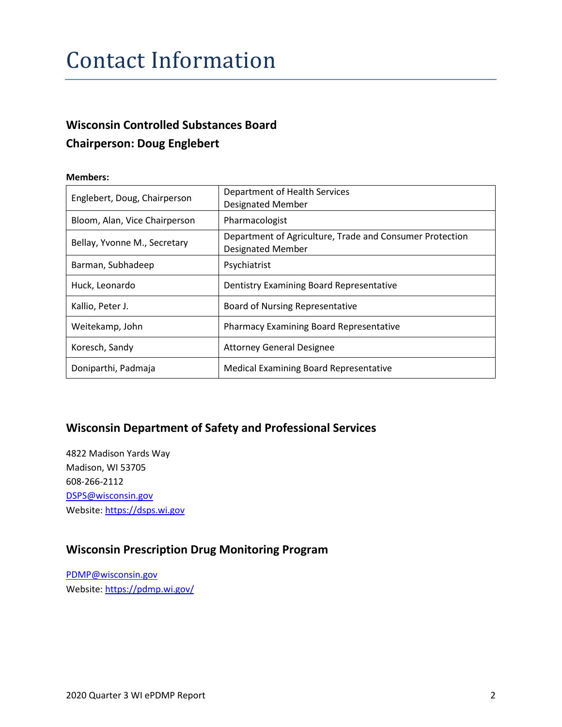# Contact Information

### Wisconsin Controlled Substances Board
### Chairperson: Doug Englebert

**Members:**

| | |
|---|---|
| Englebert, Doug, Chairperson | Department of Health Services Designated Member |
| Bloom, Alan, Vice Chairperson | Pharmacologist |
| Bellay, Yvonne M., Secretary | Department of Agriculture, Trade and Consumer Protection Designated Member |
| Barman, Subhadeep | Psychiatrist |
| Huck, Leonardo | Dentistry Examining Board Representative |
| Kallio, Peter J. | Board of Nursing Representative |
| Weitekamp, John | Pharmacy Examining Board Representative |
| Koresch, Sandy | Attorney General Designee |
| Doniparthi, Padmaja | Medical Examining Board Representative |

### Wisconsin Department of Safety and Professional Services

4822 Madison Yards Way
Madison, WI 53705
608-266-2112
DSPS@wisconsin.gov
Website: https://dsps.wi.gov

### Wisconsin Prescription Drug Monitoring Program

PDMP@wisconsin.gov
Website: https://pdmp.wi.gov/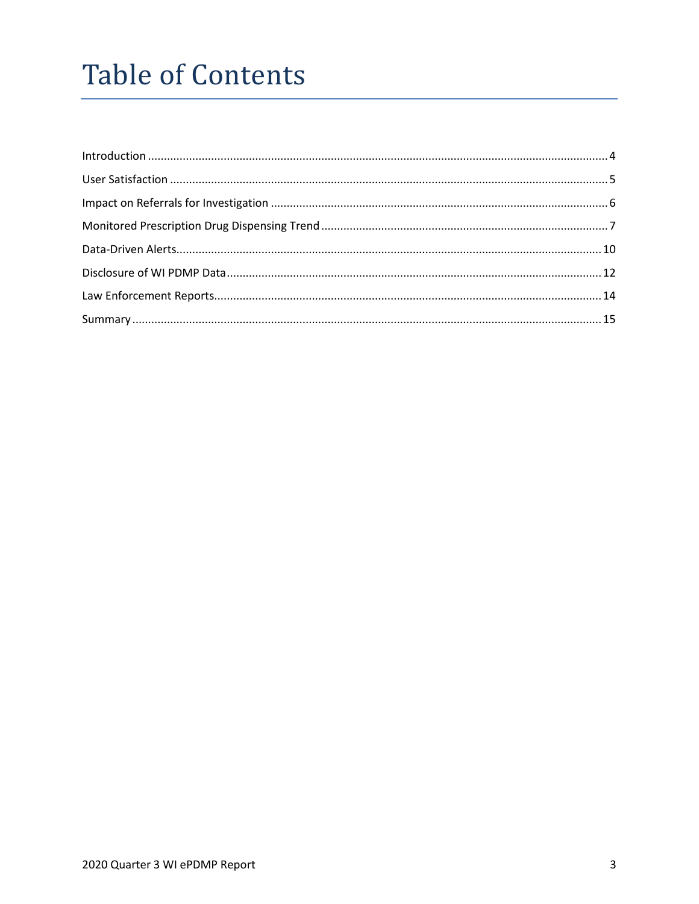# Table of Contents

Introduction ........................................ 4

User Satisfaction ........................................ 5

Impact on Referrals for Investigation ........................................ 6

Monitored Prescription Drug Dispensing Trend ........................................ 7

Data-Driven Alerts ........................................ 10

Disclosure of WI PDMP Data ........................................ 12

Law Enforcement Reports ........................................ 14

Summary ........................................ 15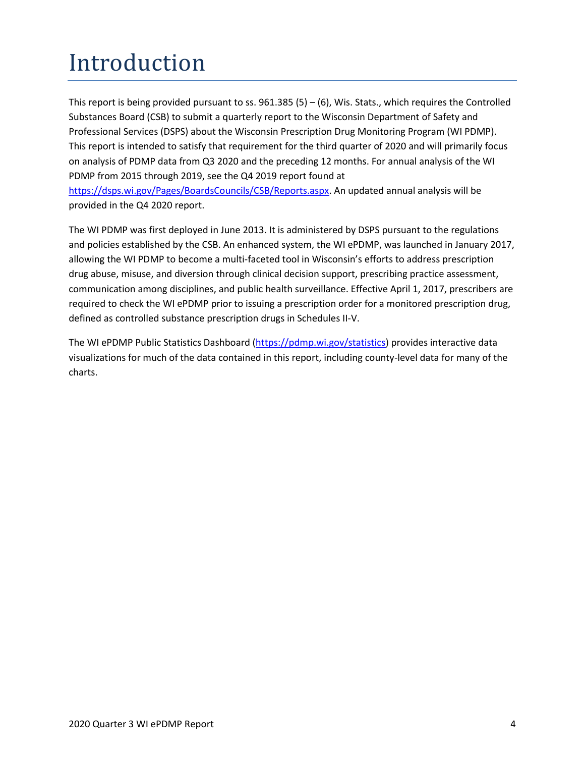# Introduction

This report is being provided pursuant to ss. 961.385 (5) – (6), Wis. Stats., which requires the Controlled Substances Board (CSB) to submit a quarterly report to the Wisconsin Department of Safety and Professional Services (DSPS) about the Wisconsin Prescription Drug Monitoring Program (WI PDMP). This report is intended to satisfy that requirement for the third quarter of 2020 and will primarily focus on analysis of PDMP data from Q3 2020 and the preceding 12 months. For annual analysis of the WI PDMP from 2015 through 2019, see the Q4 2019 report found at https://dsps.wi.gov/Pages/BoardsCouncils/CSB/Reports.aspx. An updated annual analysis will be provided in the Q4 2020 report.

The WI PDMP was first deployed in June 2013. It is administered by DSPS pursuant to the regulations and policies established by the CSB. An enhanced system, the WI ePDMP, was launched in January 2017, allowing the WI PDMP to become a multi-faceted tool in Wisconsin's efforts to address prescription drug abuse, misuse, and diversion through clinical decision support, prescribing practice assessment, communication among disciplines, and public health surveillance. Effective April 1, 2017, prescribers are required to check the WI ePDMP prior to issuing a prescription order for a monitored prescription drug, defined as controlled substance prescription drugs in Schedules II-V.

The WI ePDMP Public Statistics Dashboard (https://pdmp.wi.gov/statistics) provides interactive data visualizations for much of the data contained in this report, including county-level data for many of the charts.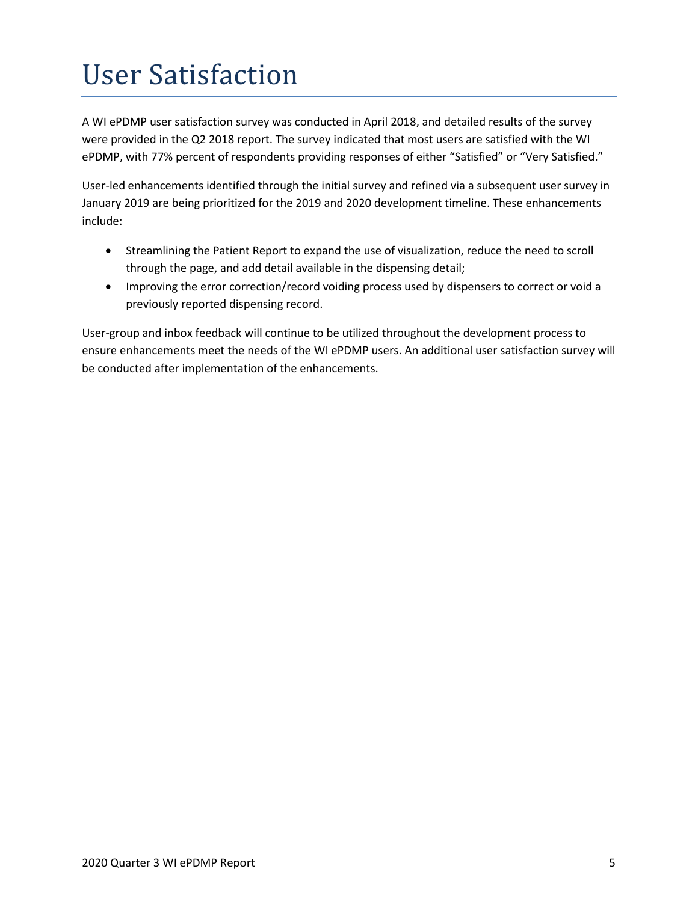# User Satisfaction

A WI ePDMP user satisfaction survey was conducted in April 2018, and detailed results of the survey were provided in the Q2 2018 report. The survey indicated that most users are satisfied with the WI ePDMP, with 77% percent of respondents providing responses of either "Satisfied" or "Very Satisfied."

User-led enhancements identified through the initial survey and refined via a subsequent user survey in January 2019 are being prioritized for the 2019 and 2020 development timeline. These enhancements include:

- Streamlining the Patient Report to expand the use of visualization, reduce the need to scroll through the page, and add detail available in the dispensing detail;
- Improving the error correction/record voiding process used by dispensers to correct or void a previously reported dispensing record.

User-group and inbox feedback will continue to be utilized throughout the development process to ensure enhancements meet the needs of the WI ePDMP users. An additional user satisfaction survey will be conducted after implementation of the enhancements.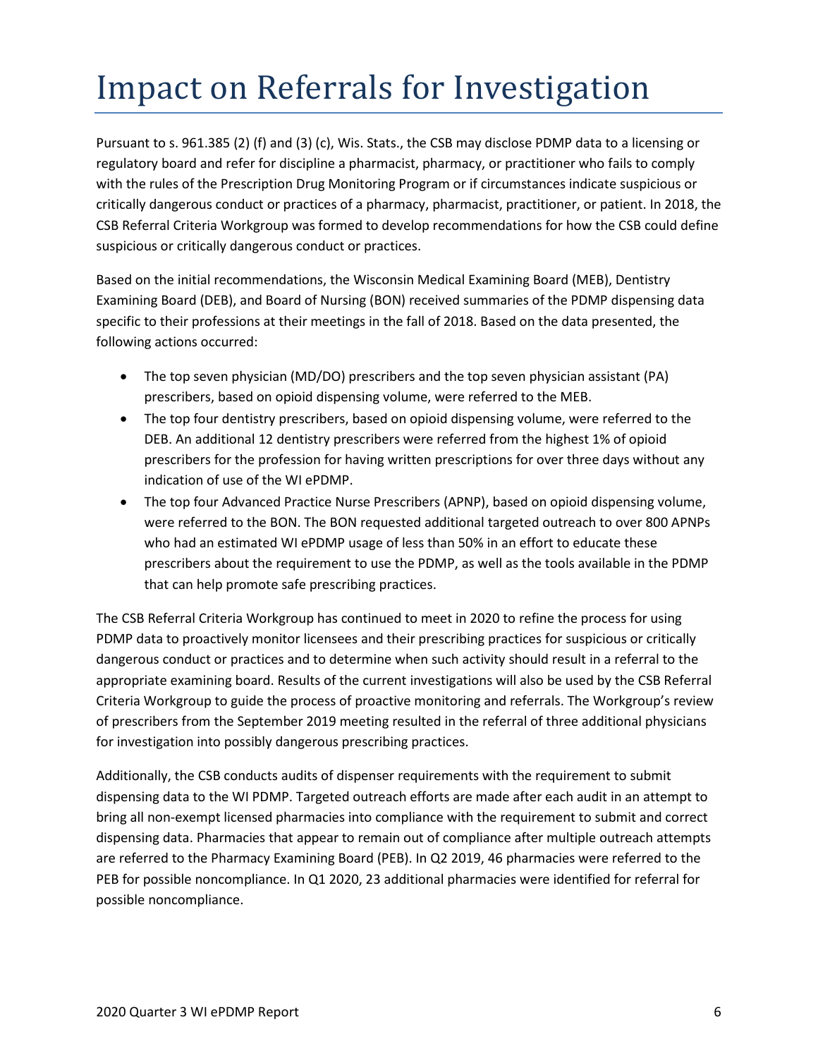# Impact on Referrals for Investigation

Pursuant to s. 961.385 (2) (f) and (3) (c), Wis. Stats., the CSB may disclose PDMP data to a licensing or regulatory board and refer for discipline a pharmacist, pharmacy, or practitioner who fails to comply with the rules of the Prescription Drug Monitoring Program or if circumstances indicate suspicious or critically dangerous conduct or practices of a pharmacy, pharmacist, practitioner, or patient. In 2018, the CSB Referral Criteria Workgroup was formed to develop recommendations for how the CSB could define suspicious or critically dangerous conduct or practices.

Based on the initial recommendations, the Wisconsin Medical Examining Board (MEB), Dentistry Examining Board (DEB), and Board of Nursing (BON) received summaries of the PDMP dispensing data specific to their professions at their meetings in the fall of 2018. Based on the data presented, the following actions occurred:

- The top seven physician (MD/DO) prescribers and the top seven physician assistant (PA) prescribers, based on opioid dispensing volume, were referred to the MEB.
- The top four dentistry prescribers, based on opioid dispensing volume, were referred to the DEB. An additional 12 dentistry prescribers were referred from the highest 1% of opioid prescribers for the profession for having written prescriptions for over three days without any indication of use of the WI ePDMP.
- The top four Advanced Practice Nurse Prescribers (APNP), based on opioid dispensing volume, were referred to the BON. The BON requested additional targeted outreach to over 800 APNPs who had an estimated WI ePDMP usage of less than 50% in an effort to educate these prescribers about the requirement to use the PDMP, as well as the tools available in the PDMP that can help promote safe prescribing practices.

The CSB Referral Criteria Workgroup has continued to meet in 2020 to refine the process for using PDMP data to proactively monitor licensees and their prescribing practices for suspicious or critically dangerous conduct or practices and to determine when such activity should result in a referral to the appropriate examining board. Results of the current investigations will also be used by the CSB Referral Criteria Workgroup to guide the process of proactive monitoring and referrals. The Workgroup's review of prescribers from the September 2019 meeting resulted in the referral of three additional physicians for investigation into possibly dangerous prescribing practices.

Additionally, the CSB conducts audits of dispenser requirements with the requirement to submit dispensing data to the WI PDMP. Targeted outreach efforts are made after each audit in an attempt to bring all non-exempt licensed pharmacies into compliance with the requirement to submit and correct dispensing data. Pharmacies that appear to remain out of compliance after multiple outreach attempts are referred to the Pharmacy Examining Board (PEB). In Q2 2019, 46 pharmacies were referred to the PEB for possible noncompliance. In Q1 2020, 23 additional pharmacies were identified for referral for possible noncompliance.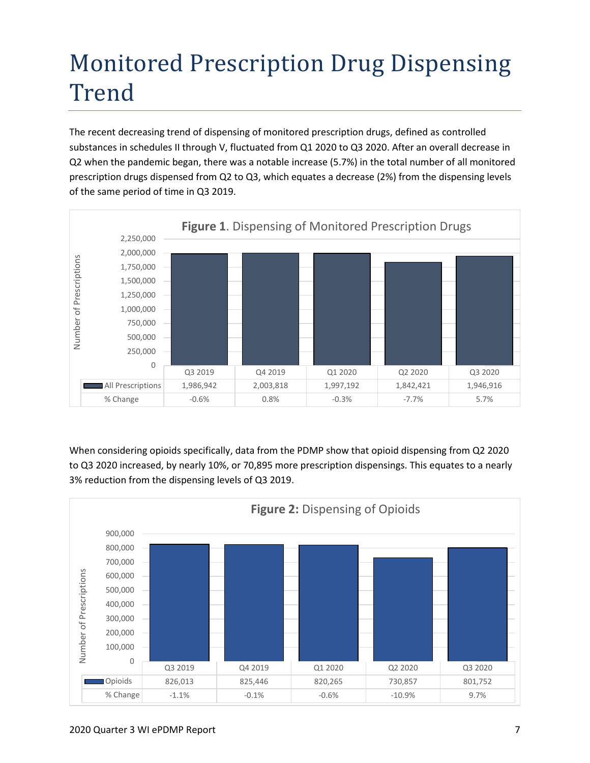# Monitored Prescription Drug Dispensing Trend

The recent decreasing trend of dispensing of monitored prescription drugs, defined as controlled substances in schedules II through V, fluctuated from Q1 2020 to Q3 2020. After an overall decrease in Q2 when the pandemic began, there was a notable increase (5.7%) in the total number of all monitored prescription drugs dispensed from Q2 to Q3, which equates a decrease (2%) from the dispensing levels of the same period of time in Q3 2019.

**Figure 1**. Dispensing of Monitored Prescription Drugs

| | Q3 2019 | Q4 2019 | Q1 2020 | Q2 2020 | Q3 2020 |
|---|---|---|---|---|---|
| All Prescriptions | 1,986,942 | 2,003,818 | 1,997,192 | 1,842,421 | 1,946,916 |
| % Change | -0.6% | 0.8% | -0.3% | -7.7% | 5.7% |

When considering opioids specifically, data from the PDMP show that opioid dispensing from Q2 2020 to Q3 2020 increased, by nearly 10%, or 70,895 more prescription dispensings. This equates to a nearly 3% reduction from the dispensing levels of Q3 2019.

**Figure 2:** Dispensing of Opioids

| | Q3 2019 | Q4 2019 | Q1 2020 | Q2 2020 | Q3 2020 |
|---|---|---|---|---|---|
| Opioids | 826,013 | 825,446 | 820,265 | 730,857 | 801,752 |
| % Change | -1.1% | -0.1% | -0.6% | -10.9% | 9.7% |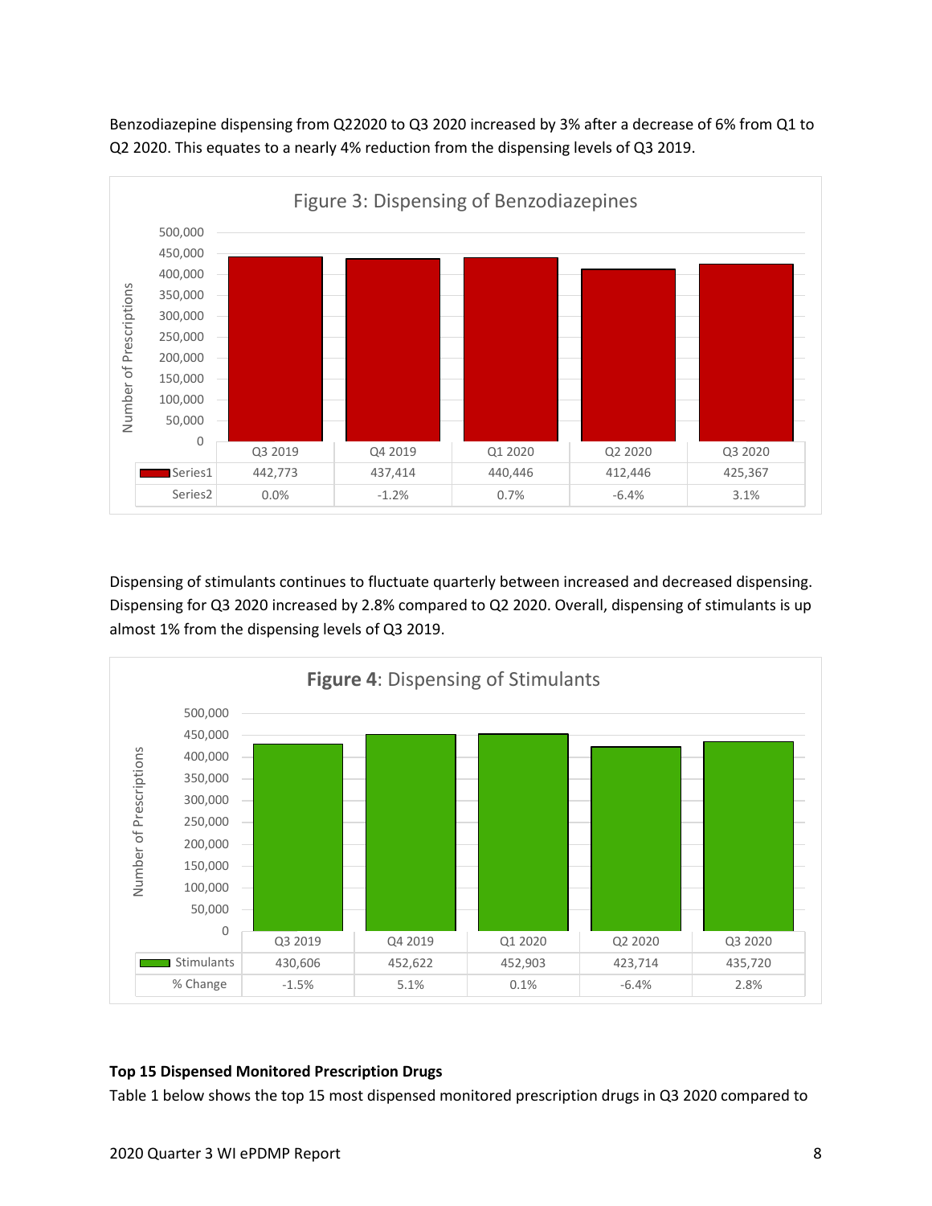Benzodiazepine dispensing from Q22020 to Q3 2020 increased by 3% after a decrease of 6% from Q1 to Q2 2020. This equates to a nearly 4% reduction from the dispensing levels of Q3 2019.

Figure 3: Dispensing of Benzodiazepines

| | Q3 2019 | Q4 2019 | Q1 2020 | Q2 2020 | Q3 2020 |
|---|---|---|---|---|---|
| Series1 | 442,773 | 437,414 | 440,446 | 412,446 | 425,367 |
| Series2 | 0.0% | -1.2% | 0.7% | -6.4% | 3.1% |

Dispensing of stimulants continues to fluctuate quarterly between increased and decreased dispensing. Dispensing for Q3 2020 increased by 2.8% compared to Q2 2020. Overall, dispensing of stimulants is up almost 1% from the dispensing levels of Q3 2019.

**Figure 4**: Dispensing of Stimulants

| | Q3 2019 | Q4 2019 | Q1 2020 | Q2 2020 | Q3 2020 |
|---|---|---|---|---|---|
| Stimulants | 430,606 | 452,622 | 452,903 | 423,714 | 435,720 |
| % Change | -1.5% | 5.1% | 0.1% | -6.4% | 2.8% |

**Top 15 Dispensed Monitored Prescription Drugs**

Table 1 below shows the top 15 most dispensed monitored prescription drugs in Q3 2020 compared to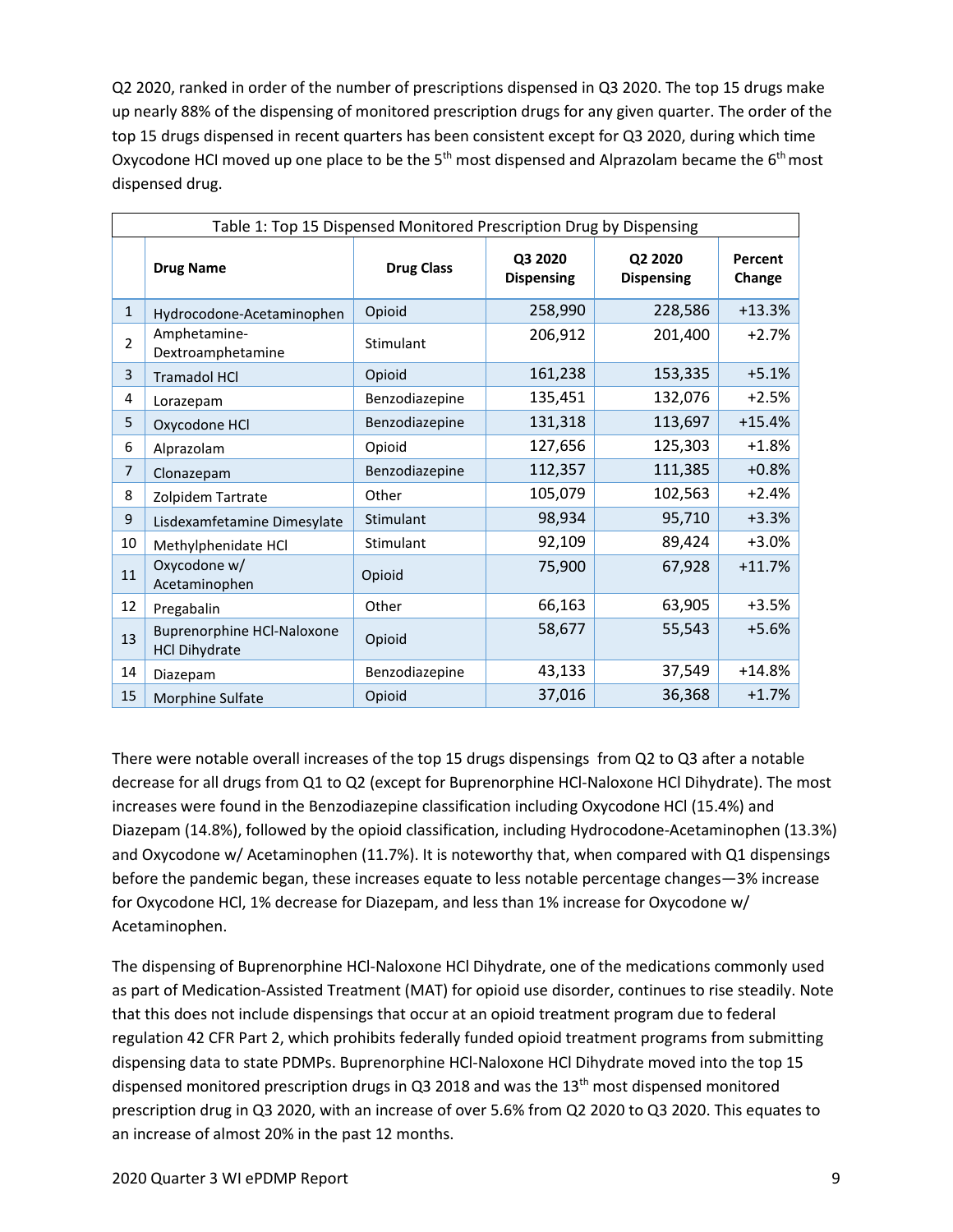Q2 2020, ranked in order of the number of prescriptions dispensed in Q3 2020. The top 15 drugs make up nearly 88% of the dispensing of monitored prescription drugs for any given quarter. The order of the top 15 drugs dispensed in recent quarters has been consistent except for Q3 2020, during which time Oxycodone HCl moved up one place to be the 5th most dispensed and Alprazolam became the 6th most dispensed drug.

| Table 1: Top 15 Dispensed Monitored Prescription Drug by Dispensing | | | | | |
|---|---|---|---|---|---|
| | **Drug Name** | **Drug Class** | **Q3 2020 Dispensing** | **Q2 2020 Dispensing** | **Percent Change** |
| 1 | Hydrocodone-Acetaminophen | Opioid | 258,990 | 228,586 | +13.3% |
| 2 | Amphetamine-Dextroamphetamine | Stimulant | 206,912 | 201,400 | +2.7% |
| 3 | Tramadol HCl | Opioid | 161,238 | 153,335 | +5.1% |
| 4 | Lorazepam | Benzodiazepine | 135,451 | 132,076 | +2.5% |
| 5 | Oxycodone HCl | Benzodiazepine | 131,318 | 113,697 | +15.4% |
| 6 | Alprazolam | Opioid | 127,656 | 125,303 | +1.8% |
| 7 | Clonazepam | Benzodiazepine | 112,357 | 111,385 | +0.8% |
| 8 | Zolpidem Tartrate | Other | 105,079 | 102,563 | +2.4% |
| 9 | Lisdexamfetamine Dimesylate | Stimulant | 98,934 | 95,710 | +3.3% |
| 10 | Methylphenidate HCl | Stimulant | 92,109 | 89,424 | +3.0% |
| 11 | Oxycodone w/ Acetaminophen | Opioid | 75,900 | 67,928 | +11.7% |
| 12 | Pregabalin | Other | 66,163 | 63,905 | +3.5% |
| 13 | Buprenorphine HCl-Naloxone HCl Dihydrate | Opioid | 58,677 | 55,543 | +5.6% |
| 14 | Diazepam | Benzodiazepine | 43,133 | 37,549 | +14.8% |
| 15 | Morphine Sulfate | Opioid | 37,016 | 36,368 | +1.7% |

There were notable overall increases of the top 15 drugs dispensings from Q2 to Q3 after a notable decrease for all drugs from Q1 to Q2 (except for Buprenorphine HCl-Naloxone HCl Dihydrate). The most increases were found in the Benzodiazepine classification including Oxycodone HCl (15.4%) and Diazepam (14.8%), followed by the opioid classification, including Hydrocodone-Acetaminophen (13.3%) and Oxycodone w/ Acetaminophen (11.7%). It is noteworthy that, when compared with Q1 dispensings before the pandemic began, these increases equate to less notable percentage changes—3% increase for Oxycodone HCl, 1% decrease for Diazepam, and less than 1% increase for Oxycodone w/ Acetaminophen.

The dispensing of Buprenorphine HCl-Naloxone HCl Dihydrate, one of the medications commonly used as part of Medication-Assisted Treatment (MAT) for opioid use disorder, continues to rise steadily. Note that this does not include dispensings that occur at an opioid treatment program due to federal regulation 42 CFR Part 2, which prohibits federally funded opioid treatment programs from submitting dispensing data to state PDMPs. Buprenorphine HCl-Naloxone HCl Dihydrate moved into the top 15 dispensed monitored prescription drugs in Q3 2018 and was the 13th most dispensed monitored prescription drug in Q3 2020, with an increase of over 5.6% from Q2 2020 to Q3 2020. This equates to an increase of almost 20% in the past 12 months.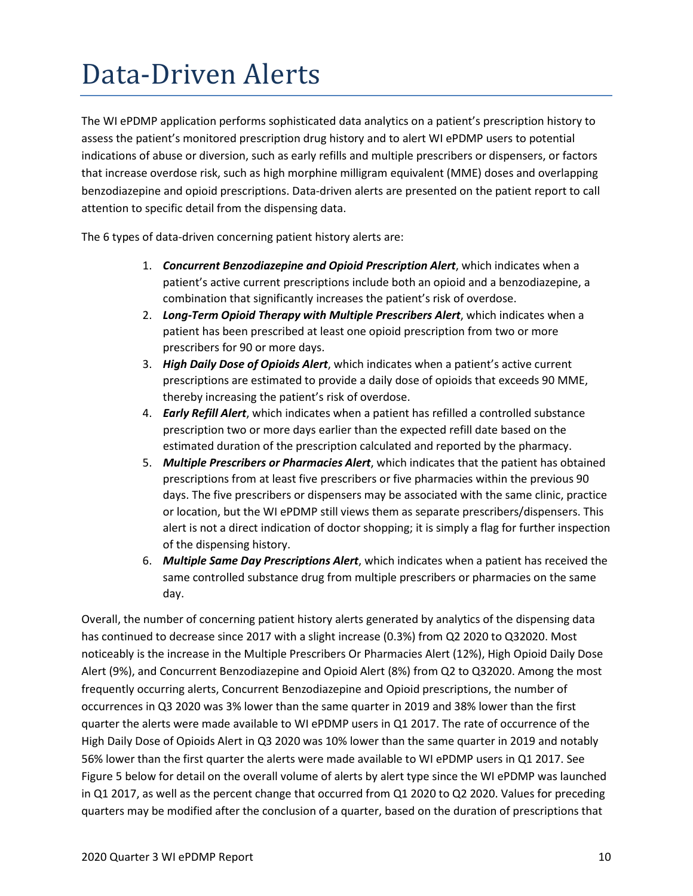# Data-Driven Alerts

The WI ePDMP application performs sophisticated data analytics on a patient's prescription history to assess the patient's monitored prescription drug history and to alert WI ePDMP users to potential indications of abuse or diversion, such as early refills and multiple prescribers or dispensers, or factors that increase overdose risk, such as high morphine milligram equivalent (MME) doses and overlapping benzodiazepine and opioid prescriptions. Data-driven alerts are presented on the patient report to call attention to specific detail from the dispensing data.

The 6 types of data-driven concerning patient history alerts are:

1. ***Concurrent Benzodiazepine and Opioid Prescription Alert***, which indicates when a patient's active current prescriptions include both an opioid and a benzodiazepine, a combination that significantly increases the patient's risk of overdose.
2. ***Long-Term Opioid Therapy with Multiple Prescribers Alert***, which indicates when a patient has been prescribed at least one opioid prescription from two or more prescribers for 90 or more days.
3. ***High Daily Dose of Opioids Alert***, which indicates when a patient's active current prescriptions are estimated to provide a daily dose of opioids that exceeds 90 MME, thereby increasing the patient's risk of overdose.
4. ***Early Refill Alert***, which indicates when a patient has refilled a controlled substance prescription two or more days earlier than the expected refill date based on the estimated duration of the prescription calculated and reported by the pharmacy.
5. ***Multiple Prescribers or Pharmacies Alert***, which indicates that the patient has obtained prescriptions from at least five prescribers or five pharmacies within the previous 90 days. The five prescribers or dispensers may be associated with the same clinic, practice or location, but the WI ePDMP still views them as separate prescribers/dispensers. This alert is not a direct indication of doctor shopping; it is simply a flag for further inspection of the dispensing history.
6. ***Multiple Same Day Prescriptions Alert***, which indicates when a patient has received the same controlled substance drug from multiple prescribers or pharmacies on the same day.

Overall, the number of concerning patient history alerts generated by analytics of the dispensing data has continued to decrease since 2017 with a slight increase (0.3%) from Q2 2020 to Q32020. Most noticeably is the increase in the Multiple Prescribers Or Pharmacies Alert (12%), High Opioid Daily Dose Alert (9%), and Concurrent Benzodiazepine and Opioid Alert (8%) from Q2 to Q32020. Among the most frequently occurring alerts, Concurrent Benzodiazepine and Opioid prescriptions, the number of occurrences in Q3 2020 was 3% lower than the same quarter in 2019 and 38% lower than the first quarter the alerts were made available to WI ePDMP users in Q1 2017. The rate of occurrence of the High Daily Dose of Opioids Alert in Q3 2020 was 10% lower than the same quarter in 2019 and notably 56% lower than the first quarter the alerts were made available to WI ePDMP users in Q1 2017. See Figure 5 below for detail on the overall volume of alerts by alert type since the WI ePDMP was launched in Q1 2017, as well as the percent change that occurred from Q1 2020 to Q2 2020. Values for preceding quarters may be modified after the conclusion of a quarter, based on the duration of prescriptions that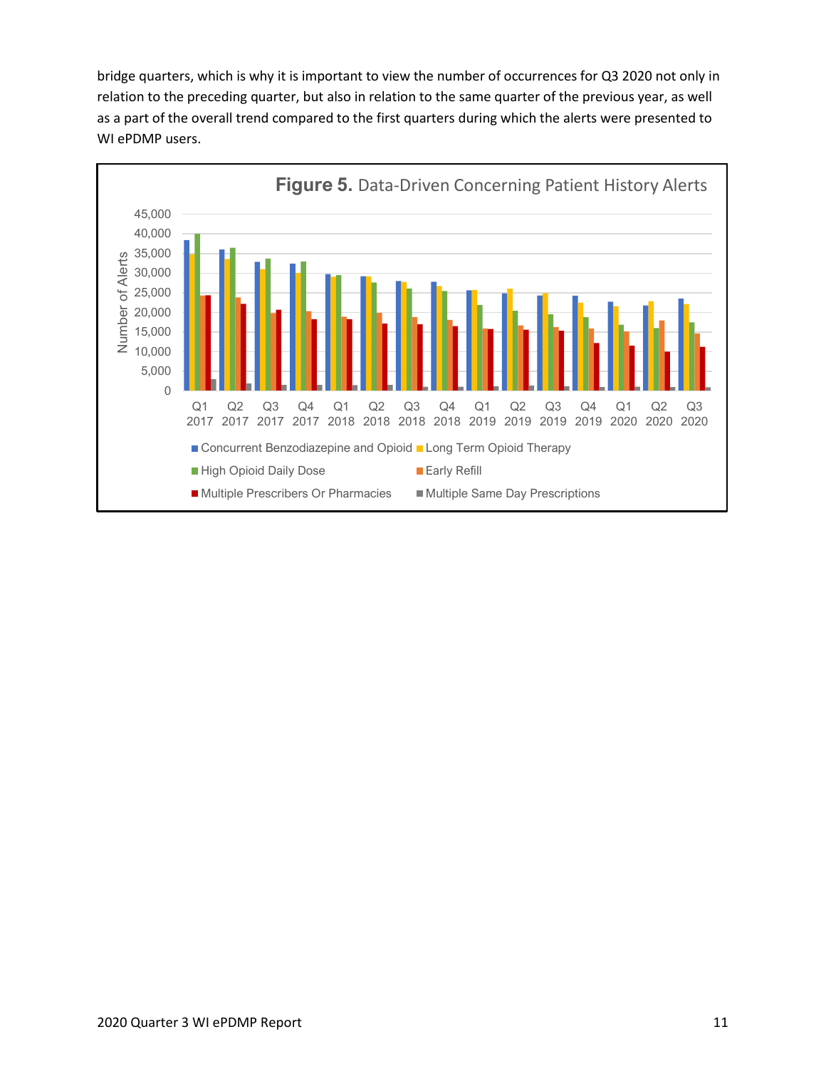bridge quarters, which is why it is important to view the number of occurrences for Q3 2020 not only in relation to the preceding quarter, but also in relation to the same quarter of the previous year, as well as a part of the overall trend compared to the first quarters during which the alerts were presented to WI ePDMP users.

**Figure 5.** Data-Driven Concerning Patient History Alerts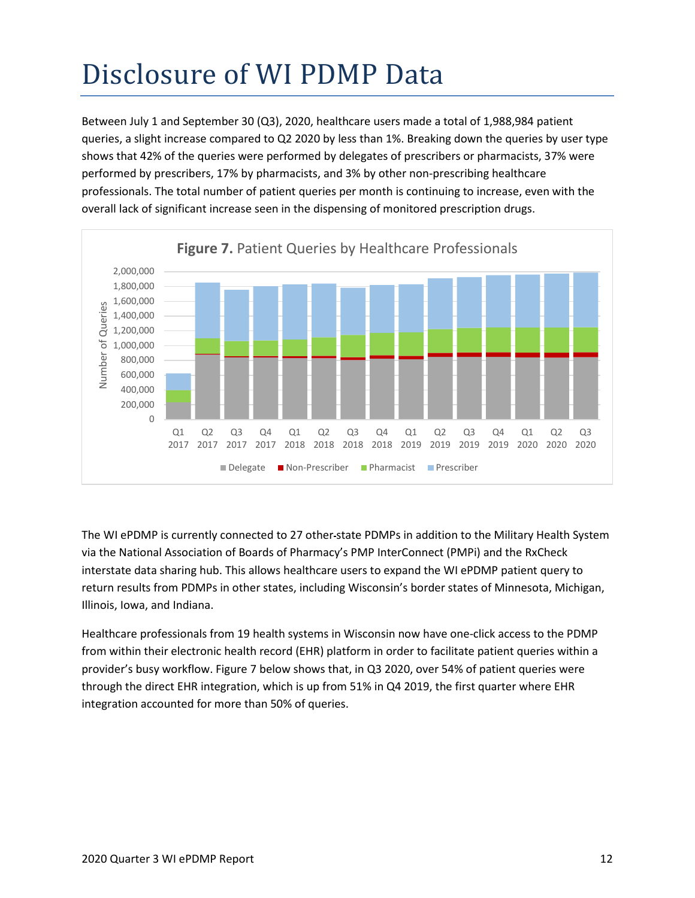# Disclosure of WI PDMP Data

Between July 1 and September 30 (Q3), 2020, healthcare users made a total of 1,988,984 patient queries, a slight increase compared to Q2 2020 by less than 1%. Breaking down the queries by user type shows that 42% of the queries were performed by delegates of prescribers or pharmacists, 37% were performed by prescribers, 17% by pharmacists, and 3% by other non-prescribing healthcare professionals. The total number of patient queries per month is continuing to increase, even with the overall lack of significant increase seen in the dispensing of monitored prescription drugs.

**Figure 7.** Patient Queries by Healthcare Professionals

The WI ePDMP is currently connected to 27 other-state PDMPs in addition to the Military Health System via the National Association of Boards of Pharmacy's PMP InterConnect (PMPi) and the RxCheck interstate data sharing hub. This allows healthcare users to expand the WI ePDMP patient query to return results from PDMPs in other states, including Wisconsin's border states of Minnesota, Michigan, Illinois, Iowa, and Indiana.

Healthcare professionals from 19 health systems in Wisconsin now have one-click access to the PDMP from within their electronic health record (EHR) platform in order to facilitate patient queries within a provider's busy workflow. Figure 7 below shows that, in Q3 2020, over 54% of patient queries were through the direct EHR integration, which is up from 51% in Q4 2019, the first quarter where EHR integration accounted for more than 50% of queries.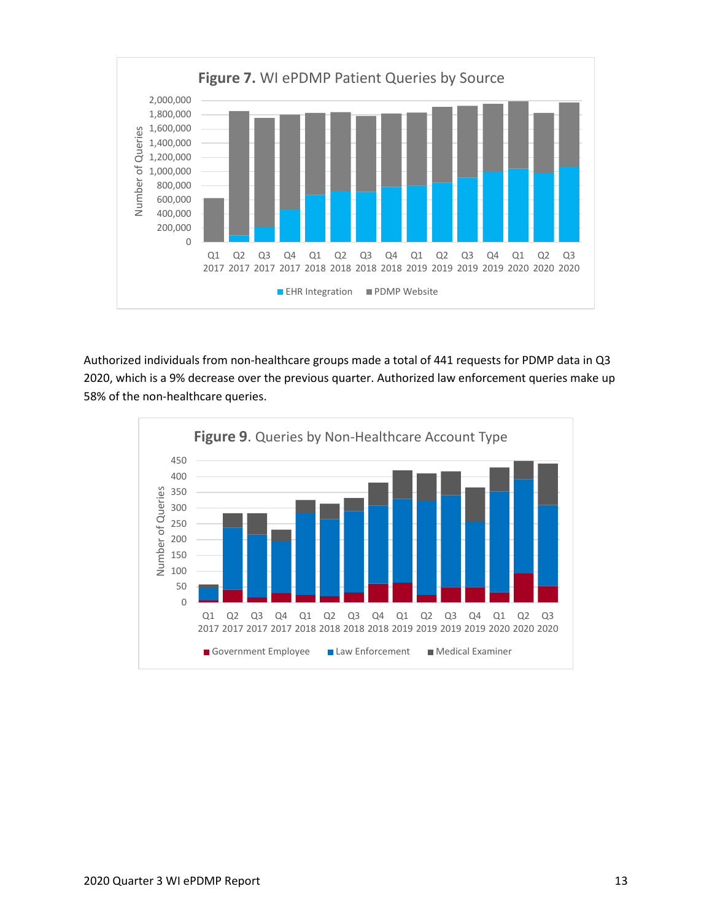**Figure 7.** WI ePDMP Patient Queries by Source

Authorized individuals from non-healthcare groups made a total of 441 requests for PDMP data in Q3 2020, which is a 9% decrease over the previous quarter. Authorized law enforcement queries make up 58% of the non-healthcare queries.

**Figure 9**. Queries by Non-Healthcare Account Type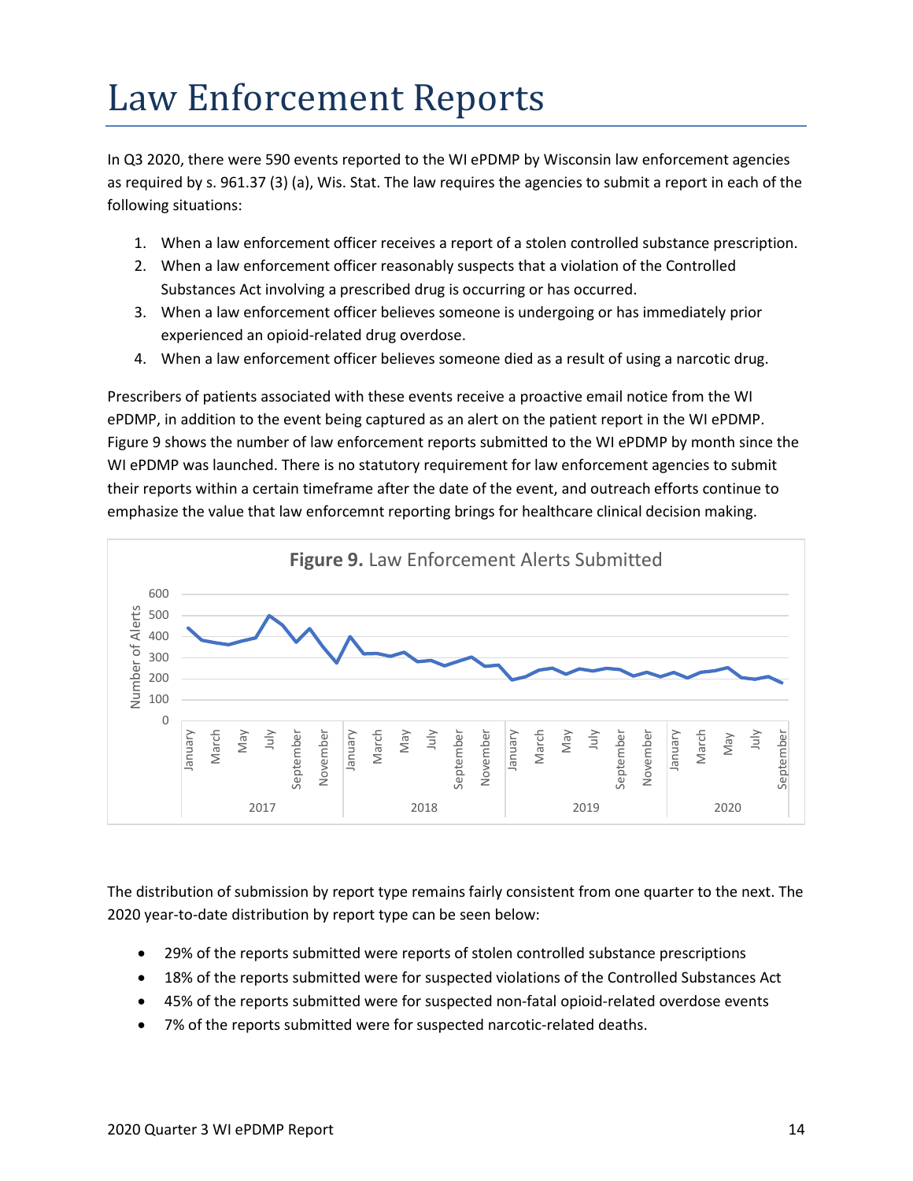# Law Enforcement Reports

In Q3 2020, there were 590 events reported to the WI ePDMP by Wisconsin law enforcement agencies as required by s. 961.37 (3) (a), Wis. Stat. The law requires the agencies to submit a report in each of the following situations:

1. When a law enforcement officer receives a report of a stolen controlled substance prescription.
2. When a law enforcement officer reasonably suspects that a violation of the Controlled Substances Act involving a prescribed drug is occurring or has occurred.
3. When a law enforcement officer believes someone is undergoing or has immediately prior experienced an opioid-related drug overdose.
4. When a law enforcement officer believes someone died as a result of using a narcotic drug.

Prescribers of patients associated with these events receive a proactive email notice from the WI ePDMP, in addition to the event being captured as an alert on the patient report in the WI ePDMP. Figure 9 shows the number of law enforcement reports submitted to the WI ePDMP by month since the WI ePDMP was launched. There is no statutory requirement for law enforcement agencies to submit their reports within a certain timeframe after the date of the event, and outreach efforts continue to emphasize the value that law enforcemnt reporting brings for healthcare clinical decision making.

**Figure 9.** Law Enforcement Alerts Submitted

The distribution of submission by report type remains fairly consistent from one quarter to the next. The 2020 year-to-date distribution by report type can be seen below:

- 29% of the reports submitted were reports of stolen controlled substance prescriptions
- 18% of the reports submitted were for suspected violations of the Controlled Substances Act
- 45% of the reports submitted were for suspected non-fatal opioid-related overdose events
- 7% of the reports submitted were for suspected narcotic-related deaths.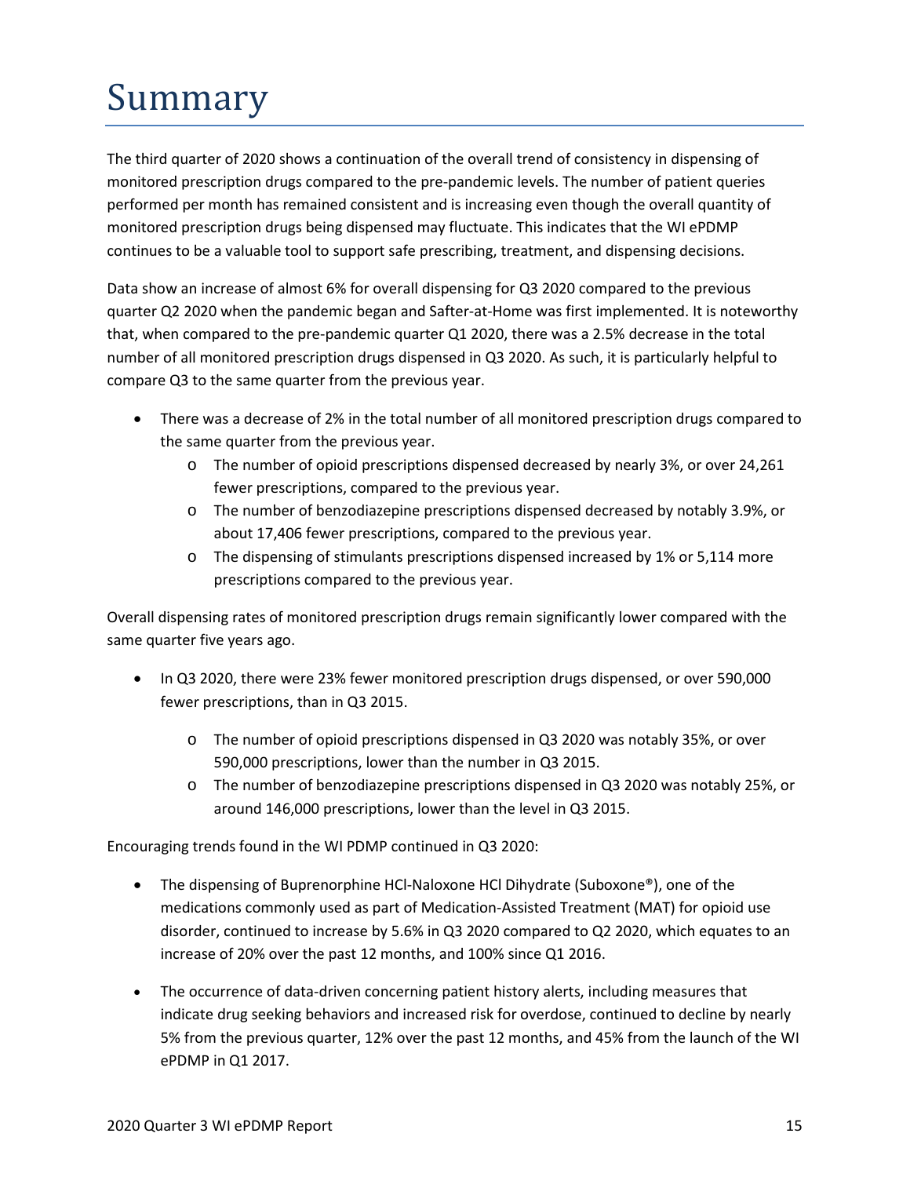# Summary

The third quarter of 2020 shows a continuation of the overall trend of consistency in dispensing of monitored prescription drugs compared to the pre-pandemic levels. The number of patient queries performed per month has remained consistent and is increasing even though the overall quantity of monitored prescription drugs being dispensed may fluctuate. This indicates that the WI ePDMP continues to be a valuable tool to support safe prescribing, treatment, and dispensing decisions.

Data show an increase of almost 6% for overall dispensing for Q3 2020 compared to the previous quarter Q2 2020 when the pandemic began and Safter-at-Home was first implemented. It is noteworthy that, when compared to the pre-pandemic quarter Q1 2020, there was a 2.5% decrease in the total number of all monitored prescription drugs dispensed in Q3 2020. As such, it is particularly helpful to compare Q3 to the same quarter from the previous year.

- There was a decrease of 2% in the total number of all monitored prescription drugs compared to the same quarter from the previous year.
  - The number of opioid prescriptions dispensed decreased by nearly 3%, or over 24,261 fewer prescriptions, compared to the previous year.
  - The number of benzodiazepine prescriptions dispensed decreased by notably 3.9%, or about 17,406 fewer prescriptions, compared to the previous year.
  - The dispensing of stimulants prescriptions dispensed increased by 1% or 5,114 more prescriptions compared to the previous year.

Overall dispensing rates of monitored prescription drugs remain significantly lower compared with the same quarter five years ago.

- In Q3 2020, there were 23% fewer monitored prescription drugs dispensed, or over 590,000 fewer prescriptions, than in Q3 2015.
  - The number of opioid prescriptions dispensed in Q3 2020 was notably 35%, or over 590,000 prescriptions, lower than the number in Q3 2015.
  - The number of benzodiazepine prescriptions dispensed in Q3 2020 was notably 25%, or around 146,000 prescriptions, lower than the level in Q3 2015.

Encouraging trends found in the WI PDMP continued in Q3 2020:

- The dispensing of Buprenorphine HCl-Naloxone HCl Dihydrate (Suboxone®), one of the medications commonly used as part of Medication-Assisted Treatment (MAT) for opioid use disorder, continued to increase by 5.6% in Q3 2020 compared to Q2 2020, which equates to an increase of 20% over the past 12 months, and 100% since Q1 2016.

- The occurrence of data-driven concerning patient history alerts, including measures that indicate drug seeking behaviors and increased risk for overdose, continued to decline by nearly 5% from the previous quarter, 12% over the past 12 months, and 45% from the launch of the WI ePDMP in Q1 2017.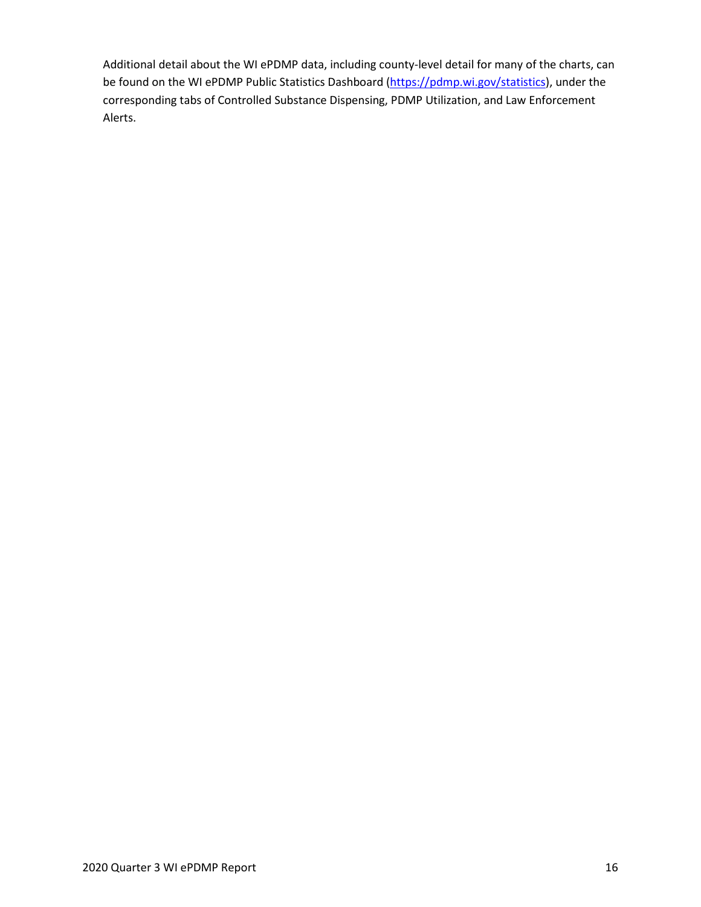Additional detail about the WI ePDMP data, including county-level detail for many of the charts, can be found on the WI ePDMP Public Statistics Dashboard ([https://pdmp.wi.gov/statistics](https://pdmp.wi.gov/statistics)), under the corresponding tabs of Controlled Substance Dispensing, PDMP Utilization, and Law Enforcement Alerts.